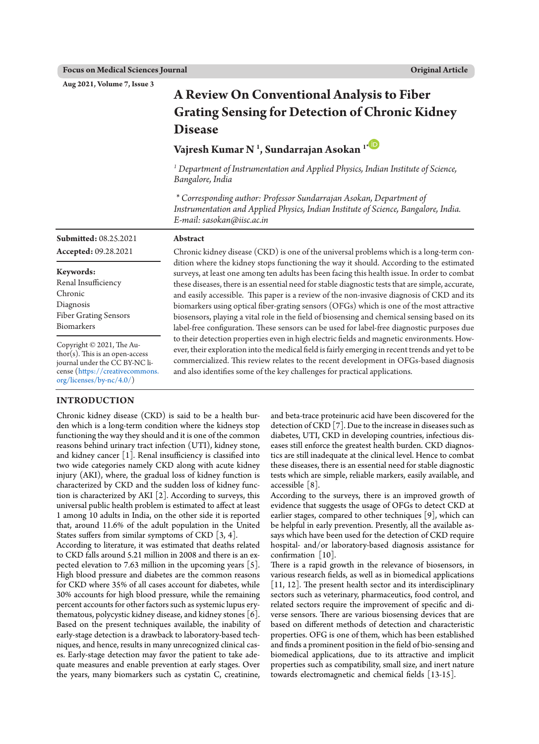# A Review On Conventional Analysis to Fiber Grating Sensing for Detection of Chronic Kidney Disease

**Vajresh Kumar N [1], Sundarrajan Asokan [1*]**

[1] *Department of Instrumentation and Applied Physics, Indian Institute of Science, Bangalore, India*

\* *Corresponding author: Professor Sundarrajan Asokan, Department of Instrumentation and Applied Physics, Indian Institute of Science, Bangalore, India. E-mail: sasokan@iisc.ac.in*

**Submitted:** 08.25.2021

**Accepted:** 09.28.2021

**Keywords:**
Renal Insufficiency
Chronic
Diagnosis
Fiber Grating Sensors
Biomarkers

Copyright © 2021, The Author(s). This is an open-access journal under the CC BY-NC license (https://creativecommons.org/licenses/by-nc/4.0/)

## Abstract

Chronic kidney disease (CKD) is one of the universal problems which is a long-term condition where the kidney stops functioning the way it should. According to the estimated surveys, at least one among ten adults has been facing this health issue. In order to combat these diseases, there is an essential need for stable diagnostic tests that are simple, accurate, and easily accessible. This paper is a review of the non-invasive diagnosis of CKD and its biomarkers using optical fiber-grating sensors (OFGs) which is one of the most attractive biosensors, playing a vital role in the field of biosensing and chemical sensing based on its label-free configuration. These sensors can be used for label-free diagnostic purposes due to their detection properties even in high electric fields and magnetic environments. However, their exploration into the medical field is fairly emerging in recent trends and yet to be commercialized. This review relates to the recent development in OFGs-based diagnosis and also identifies some of the key challenges for practical applications.

## INTRODUCTION

Chronic kidney disease (CKD) is said to be a health burden which is a long-term condition where the kidneys stop functioning the way they should and it is one of the common reasons behind urinary tract infection (UTI), kidney stone, and kidney cancer [1]. Renal insufficiency is classified into two wide categories namely CKD along with acute kidney injury (AKI), where, the gradual loss of kidney function is characterized by CKD and the sudden loss of kidney function is characterized by AKI [2]. According to surveys, this universal public health problem is estimated to affect at least 1 among 10 adults in India, on the other side it is reported that, around 11.6% of the adult population in the United States suffers from similar symptoms of CKD [3, 4].

According to literature, it was estimated that deaths related to CKD falls around 5.21 million in 2008 and there is an expected elevation to 7.63 million in the upcoming years [5]. High blood pressure and diabetes are the common reasons for CKD where 35% of all cases account for diabetes, while 30% accounts for high blood pressure, while the remaining percent accounts for other factors such as systemic lupus erythematous, polycystic kidney disease, and kidney stones [6].

Based on the present techniques available, the inability of early-stage detection is a drawback to laboratory-based techniques, and hence, results in many unrecognized clinical cases. Early-stage detection may favor the patient to take adequate measures and enable prevention at early stages. Over the years, many biomarkers such as cystatin C, creatinine, and beta-trace proteinuric acid have been discovered for the detection of CKD [7]. Due to the increase in diseases such as diabetes, UTI, CKD in developing countries, infectious diseases still enforce the greatest health burden. CKD diagnostics are still inadequate at the clinical level. Hence to combat these diseases, there is an essential need for stable diagnostic tests which are simple, reliable markers, easily available, and accessible [8].

According to the surveys, there is an improved growth of evidence that suggests the usage of OFGs to detect CKD at earlier stages, compared to other techniques [9], which can be helpful in early prevention. Presently, all the available assays which have been used for the detection of CKD require hospital- and/or laboratory-based diagnosis assistance for confirmation [10].

There is a rapid growth in the relevance of biosensors, in various research fields, as well as in biomedical applications [11, 12]. The present health sector and its interdisciplinary sectors such as veterinary, pharmaceutics, food control, and related sectors require the improvement of specific and diverse sensors. There are various biosensing devices that are based on different methods of detection and characteristic properties. OFG is one of them, which has been established and finds a prominent position in the field of bio-sensing and biomedical applications, due to its attractive and implicit properties such as compatibility, small size, and inert nature towards electromagnetic and chemical fields [13-15].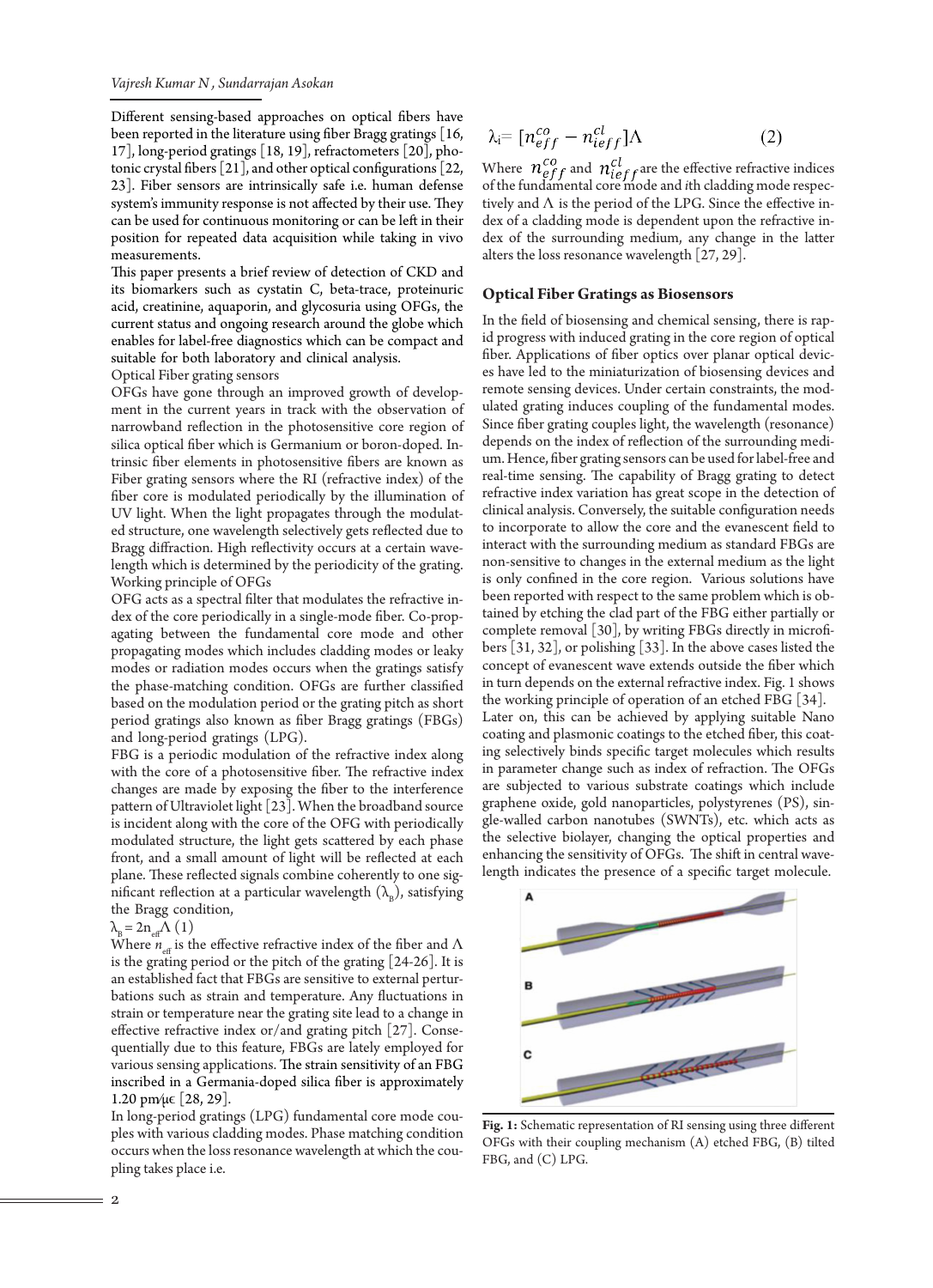Different sensing-based approaches on optical fibers have been reported in the literature using fiber Bragg gratings [16, 17], long-period gratings [18, 19], refractometers [20], photonic crystal fibers [21], and other optical configurations [22, 23]. Fiber sensors are intrinsically safe i.e. human defense system's immunity response is not affected by their use. They can be used for continuous monitoring or can be left in their position for repeated data acquisition while taking in vivo measurements.

This paper presents a brief review of detection of CKD and its biomarkers such as cystatin C, beta-trace, proteinuric acid, creatinine, aquaporin, and glycosuria using OFGs, the current status and ongoing research around the globe which enables for label-free diagnostics which can be compact and suitable for both laboratory and clinical analysis.

Optical Fiber grating sensors

OFGs have gone through an improved growth of development in the current years in track with the observation of narrowband reflection in the photosensitive core region of silica optical fiber which is Germanium or boron-doped. Intrinsic fiber elements in photosensitive fibers are known as Fiber grating sensors where the RI (refractive index) of the fiber core is modulated periodically by the illumination of UV light. When the light propagates through the modulated structure, one wavelength selectively gets reflected due to Bragg diffraction. High reflectivity occurs at a certain wavelength which is determined by the periodicity of the grating.

Working principle of OFGs

OFG acts as a spectral filter that modulates the refractive index of the core periodically in a single-mode fiber. Co-propagating between the fundamental core mode and other propagating modes which includes cladding modes or leaky modes or radiation modes occurs when the gratings satisfy the phase-matching condition. OFGs are further classified based on the modulation period or the grating pitch as short period gratings also known as fiber Bragg gratings (FBGs) and long-period gratings (LPG).

FBG is a periodic modulation of the refractive index along with the core of a photosensitive fiber. The refractive index changes are made by exposing the fiber to the interference pattern of Ultraviolet light [23]. When the broadband source is incident along with the core of the OFG with periodically modulated structure, the light gets scattered by each phase front, and a small amount of light will be reflected at each plane. These reflected signals combine coherently to one significant reflection at a particular wavelength ($\lambda_B$), satisfying the Bragg condition,

$$\lambda_B = 2n_{eff}\Lambda \quad (1)$$

Where $n_{eff}$ is the effective refractive index of the fiber and $\Lambda$ is the grating period or the pitch of the grating [24-26]. It is an established fact that FBGs are sensitive to external perturbations such as strain and temperature. Any fluctuations in strain or temperature near the grating site lead to a change in effective refractive index or/and grating pitch [27]. Consequentially due to this feature, FBGs are lately employed for various sensing applications. The strain sensitivity of an FBG inscribed in a Germania-doped silica fiber is approximately 1.20 pm/με [28, 29].

In long-period gratings (LPG) fundamental core mode couples with various cladding modes. Phase matching condition occurs when the loss resonance wavelength at which the coupling takes place i.e.

$$\lambda_i = [n_{eff}^{co} - n_{ieff}^{cl}]\Lambda \quad (2)$$

Where $n_{eff}^{co}$ and $n_{ieff}^{cl}$ are the effective refractive indices of the fundamental core mode and *i*th cladding mode respectively and $\Lambda$ is the period of the LPG. Since the effective index of a cladding mode is dependent upon the refractive index of the surrounding medium, any change in the latter alters the loss resonance wavelength [27, 29].

### Optical Fiber Gratings as Biosensors

In the field of biosensing and chemical sensing, there is rapid progress with induced grating in the core region of optical fiber. Applications of fiber optics over planar optical devices have led to the miniaturization of biosensing devices and remote sensing devices. Under certain constraints, the modulated grating induces coupling of the fundamental modes. Since fiber grating couples light, the wavelength (resonance) depends on the index of reflection of the surrounding medium. Hence, fiber grating sensors can be used for label-free and real-time sensing. The capability of Bragg grating to detect refractive index variation has great scope in the detection of clinical analysis. Conversely, the suitable configuration needs to incorporate to allow the core and the evanescent field to interact with the surrounding medium as standard FBGs are non-sensitive to changes in the external medium as the light is only confined in the core region. Various solutions have been reported with respect to the same problem which is obtained by etching the clad part of the FBG either partially or complete removal [30], by writing FBGs directly in microfibers [31, 32], or polishing [33]. In the above cases listed the concept of evanescent wave extends outside the fiber which in turn depends on the external refractive index. Fig. 1 shows the working principle of operation of an etched FBG [34].

Later on, this can be achieved by applying suitable Nano coating and plasmonic coatings to the etched fiber, this coating selectively binds specific target molecules which results in parameter change such as index of refraction. The OFGs are subjected to various substrate coatings which include graphene oxide, gold nanoparticles, polystyrenes (PS), single-walled carbon nanotubes (SWNTs), etc. which acts as the selective biolayer, changing the optical properties and enhancing the sensitivity of OFGs. The shift in central wavelength indicates the presence of a specific target molecule.

**Fig. 1:** Schematic representation of RI sensing using three different OFGs with their coupling mechanism (A) etched FBG, (B) tilted FBG, and (C) LPG.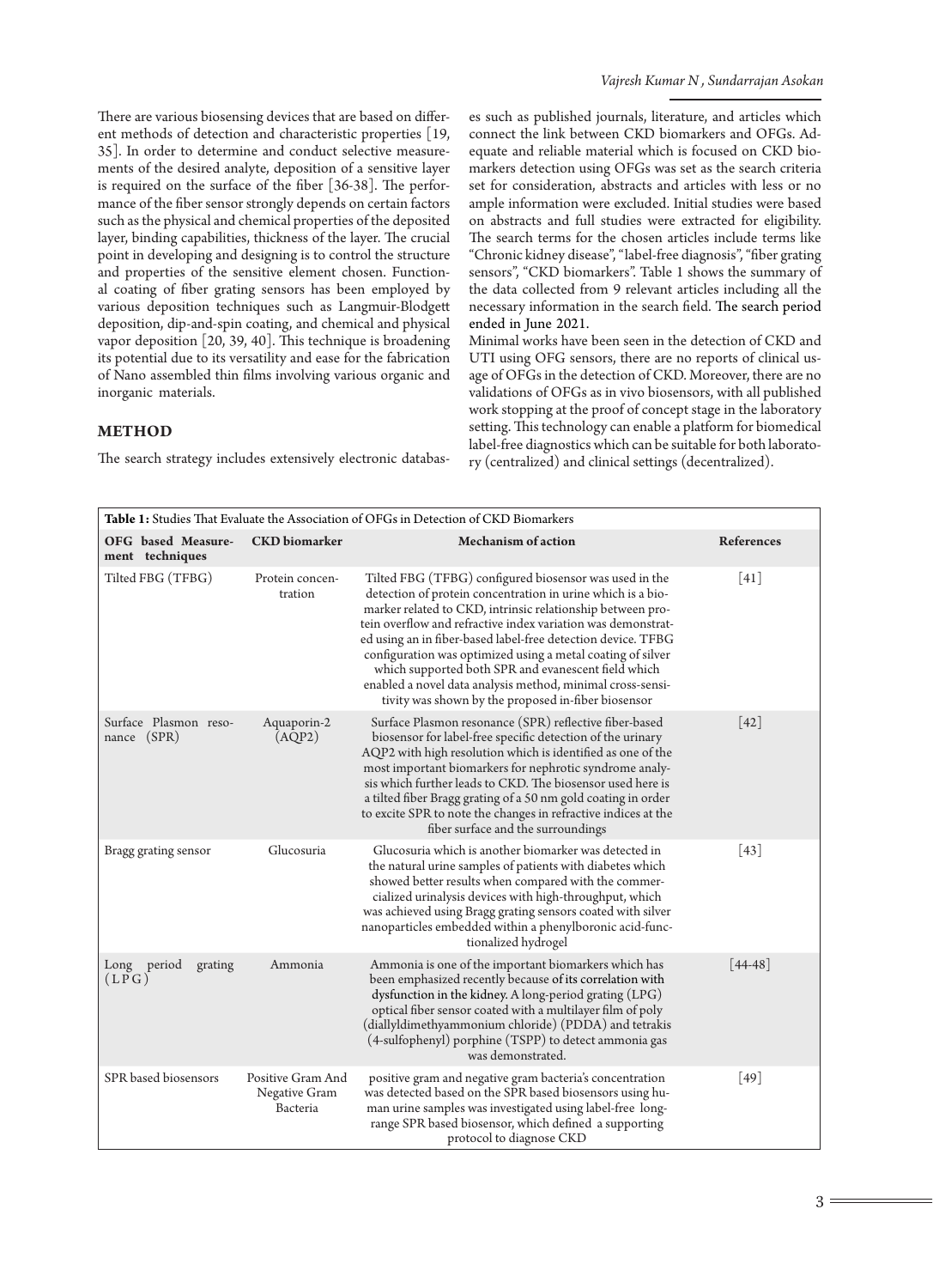There are various biosensing devices that are based on different methods of detection and characteristic properties [19, 35]. In order to determine and conduct selective measurements of the desired analyte, deposition of a sensitive layer is required on the surface of the fiber [36-38]. The performance of the fiber sensor strongly depends on certain factors such as the physical and chemical properties of the deposited layer, binding capabilities, thickness of the layer. The crucial point in developing and designing is to control the structure and properties of the sensitive element chosen. Functional coating of fiber grating sensors has been employed by various deposition techniques such as Langmuir-Blodgett deposition, dip-and-spin coating, and chemical and physical vapor deposition [20, 39, 40]. This technique is broadening its potential due to its versatility and ease for the fabrication of Nano assembled thin films involving various organic and inorganic materials.

## METHOD

The search strategy includes extensively electronic databases such as published journals, literature, and articles which connect the link between CKD biomarkers and OFGs. Adequate and reliable material which is focused on CKD biomarkers detection using OFGs was set as the search criteria set for consideration, abstracts and articles with less or no ample information were excluded. Initial studies were based on abstracts and full studies were extracted for eligibility. The search terms for the chosen articles include terms like "Chronic kidney disease", "label-free diagnosis", "fiber grating sensors", "CKD biomarkers". Table 1 shows the summary of the data collected from 9 relevant articles including all the necessary information in the search field. The search period ended in June 2021.

Minimal works have been seen in the detection of CKD and UTI using OFG sensors, there are no reports of clinical usage of OFGs in the detection of CKD. Moreover, there are no validations of OFGs as in vivo biosensors, with all published work stopping at the proof of concept stage in the laboratory setting. This technology can enable a platform for biomedical label-free diagnostics which can be suitable for both laboratory (centralized) and clinical settings (decentralized).

**Table 1:** Studies That Evaluate the Association of OFGs in Detection of CKD Biomarkers

| OFG based Measurement techniques | CKD biomarker | Mechanism of action | References |
|---|---|---|---|
| Tilted FBG (TFBG) | Protein concentration | Tilted FBG (TFBG) configured biosensor was used in the detection of protein concentration in urine which is a biomarker related to CKD, intrinsic relationship between protein overflow and refractive index variation was demonstrated using an in fiber-based label-free detection device. TFBG configuration was optimized using a metal coating of silver which supported both SPR and evanescent field which enabled a novel data analysis method, minimal cross-sensitivity was shown by the proposed in-fiber biosensor | [41] |
| Surface Plasmon resonance (SPR) | Aquaporin-2 (AQP2) | Surface Plasmon resonance (SPR) reflective fiber-based biosensor for label-free specific detection of the urinary AQP2 with high resolution which is identified as one of the most important biomarkers for nephrotic syndrome analysis which further leads to CKD. The biosensor used here is a tilted fiber Bragg grating of a 50 nm gold coating in order to excite SPR to note the changes in refractive indices at the fiber surface and the surroundings | [42] |
| Bragg grating sensor | Glucosuria | Glucosuria which is another biomarker was detected in the natural urine samples of patients with diabetes which showed better results when compared with the commercialized urinalysis devices with high-throughput, which was achieved using Bragg grating sensors coated with silver nanoparticles embedded within a phenylboronic acid-functionalized hydrogel | [43] |
| Long period grating (LPG) | Ammonia | Ammonia is one of the important biomarkers which has been emphasized recently because of its correlation with dysfunction in the kidney. A long-period grating (LPG) optical fiber sensor coated with a multilayer film of poly (diallyldimethyammonium chloride) (PDDA) and tetrakis (4-sulfophenyl) porphine (TSPP) to detect ammonia gas was demonstrated. | [44-48] |
| SPR based biosensors | Positive Gram And Negative Gram Bacteria | positive gram and negative gram bacteria's concentration was detected based on the SPR based biosensors using human urine samples was investigated using label-free long-range SPR based biosensor, which defined a supporting protocol to diagnose CKD | [49] |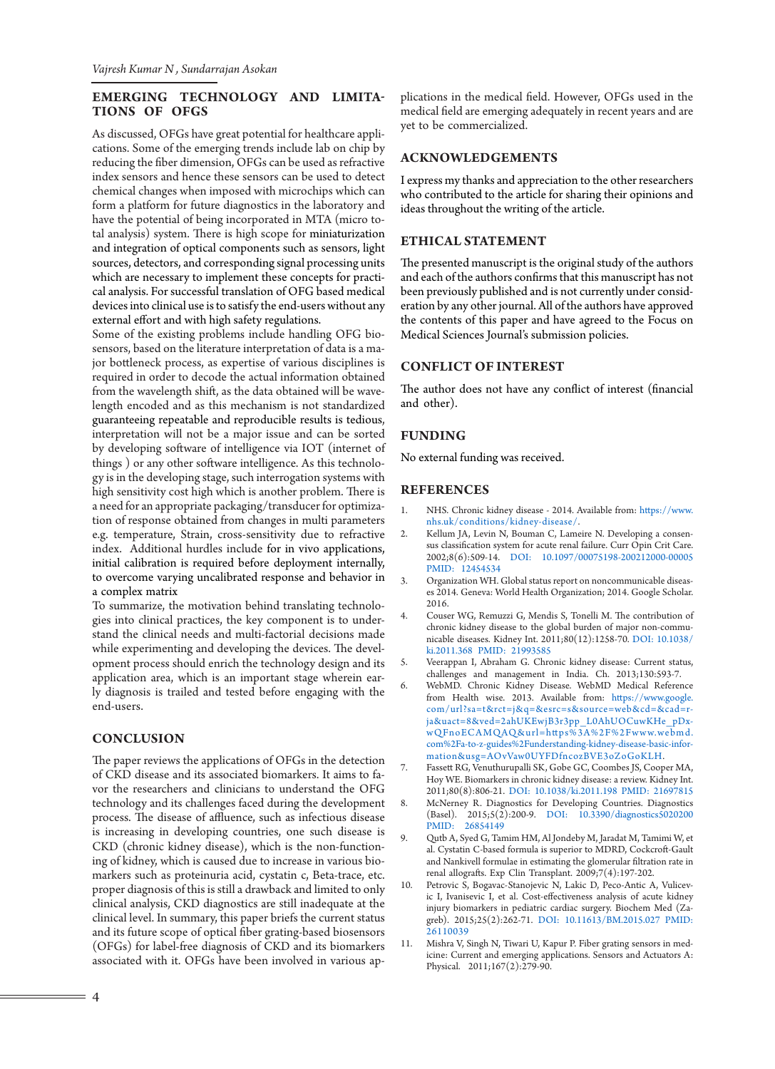## EMERGING TECHNOLOGY AND LIMITATIONS OF OFGS

As discussed, OFGs have great potential for healthcare applications. Some of the emerging trends include lab on chip by reducing the fiber dimension, OFGs can be used as refractive index sensors and hence these sensors can be used to detect chemical changes when imposed with microchips which can form a platform for future diagnostics in the laboratory and have the potential of being incorporated in MTA (micro total analysis) system. There is high scope for miniaturization and integration of optical components such as sensors, light sources, detectors, and corresponding signal processing units which are necessary to implement these concepts for practical analysis. For successful translation of OFG based medical devices into clinical use is to satisfy the end-users without any external effort and with high safety regulations.

Some of the existing problems include handling OFG biosensors, based on the literature interpretation of data is a major bottleneck process, as expertise of various disciplines is required in order to decode the actual information obtained from the wavelength shift, as the data obtained will be wavelength encoded and as this mechanism is not standardized guaranteeing repeatable and reproducible results is tedious, interpretation will not be a major issue and can be sorted by developing software of intelligence via IOT (internet of things ) or any other software intelligence. As this technology is in the developing stage, such interrogation systems with high sensitivity cost high which is another problem. There is a need for an appropriate packaging/transducer for optimization of response obtained from changes in multi parameters e.g. temperature, Strain, cross-sensitivity due to refractive index. Additional hurdles include for in vivo applications, initial calibration is required before deployment internally, to overcome varying uncalibrated response and behavior in a complex matrix

To summarize, the motivation behind translating technologies into clinical practices, the key component is to understand the clinical needs and multi-factorial decisions made while experimenting and developing the devices. The development process should enrich the technology design and its application area, which is an important stage wherein early diagnosis is trailed and tested before engaging with the end-users.

## CONCLUSION

The paper reviews the applications of OFGs in the detection of CKD disease and its associated biomarkers. It aims to favor the researchers and clinicians to understand the OFG technology and its challenges faced during the development process. The disease of affluence, such as infectious disease is increasing in developing countries, one such disease is CKD (chronic kidney disease), which is the non-functioning of kidney, which is caused due to increase in various biomarkers such as proteinuria acid, cystatin c, Beta-trace, etc. proper diagnosis of this is still a drawback and limited to only clinical analysis, CKD diagnostics are still inadequate at the clinical level. In summary, this paper briefs the current status and its future scope of optical fiber grating-based biosensors (OFGs) for label-free diagnosis of CKD and its biomarkers associated with it. OFGs have been involved in various applications in the medical field. However, OFGs used in the medical field are emerging adequately in recent years and are yet to be commercialized.

## ACKNOWLEDGEMENTS

I express my thanks and appreciation to the other researchers who contributed to the article for sharing their opinions and ideas throughout the writing of the article.

## ETHICAL STATEMENT

The presented manuscript is the original study of the authors and each of the authors confirms that this manuscript has not been previously published and is not currently under consideration by any other journal. All of the authors have approved the contents of this paper and have agreed to the Focus on Medical Sciences Journal's submission policies.

## CONFLICT OF INTEREST

The author does not have any conflict of interest (financial and other).

## FUNDING

No external funding was received.

## REFERENCES

1. NHS. Chronic kidney disease - 2014. Available from: https://www.nhs.uk/conditions/kidney-disease/.
2. Kellum JA, Levin N, Bouman C, Lameire N. Developing a consensus classification system for acute renal failure. Curr Opin Crit Care. 2002;8(6):509-14. DOI: 10.1097/00075198-200212000-00005 PMID: 12454534
3. Organization WH. Global status report on noncommunicable diseases 2014. Geneva: World Health Organization; 2014. Google Scholar. 2016.
4. Couser WG, Remuzzi G, Mendis S, Tonelli M. The contribution of chronic kidney disease to the global burden of major noncommunicable diseases. Kidney Int. 2011;80(12):1258-70. DOI: 10.1038/ki.2011.368 PMID: 21993585
5. Veerappan I, Abraham G. Chronic kidney disease: Current status, challenges and management in India. Ch. 2013;130:593-7.
6. WebMD. Chronic Kidney Disease. WebMD Medical Reference from Health wise. 2013. Available from: https://www.google.com/url?sa=t&rct=j&q=&esrc=s&source=web&cd=&cad=rja&uact=8&ved=2ahUKEwjB3r3pp_L0AhUOCuwKHe_pDxwQFnoECAMQAQ&url=https%3A%2F%2Fwww.webmd.com%2Fa-to-z-guides%2Funderstanding-kidney-disease-basic-information&usg=AOvVaw0UYFDfncozBVE3oZoGoKLH.
7. Fassett RG, Venuthurupalli SK, Gobe GC, Coombes JS, Cooper MA, Hoy WE. Biomarkers in chronic kidney disease: a review. Kidney Int. 2011;80(8):806-21. DOI: 10.1038/ki.2011.198 PMID: 21697815
8. McNerney R. Diagnostics for Developing Countries. Diagnostics (Basel). 2015;5(2):200-9. DOI: 10.3390/diagnostics5020200 PMID: 26854149
9. Qutb A, Syed G, Tamim HM, Al Jondeby M, Jaradat M, Tamimi W, et al. Cystatin C-based formula is superior to MDRD, Cockroft-Gault and Nankivell formulae in estimating the glomerular filtration rate in renal allografts. Exp Clin Transplant. 2009;7(4):197-202.
10. Petrovic S, Bogavac-Stanojevic N, Lakic D, Peco-Antic A, Vulicevic I, Ivanisevic I, et al. Cost-effectiveness analysis of acute kidney injury biomarkers in pediatric cardiac surgery. Biochem Med (Zagreb). 2015;25(2):262-71. DOI: 10.11613/BM.2015.027 PMID: 26110039
11. Mishra V, Singh N, Tiwari U, Kapur P. Fiber grating sensors in medicine: Current and emerging applications. Sensors and Actuators A: Physical. 2011;167(2):279-90.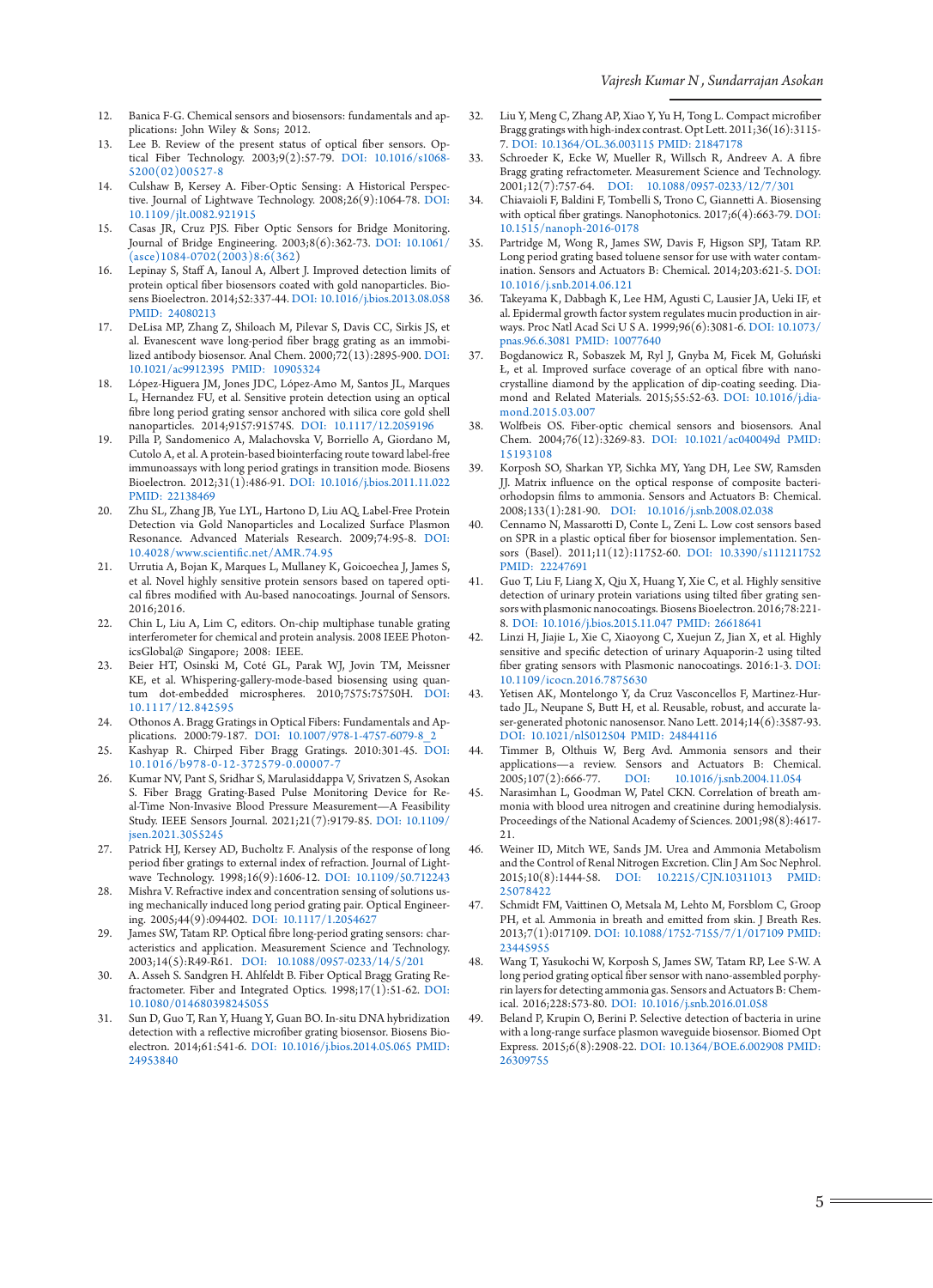12. Banica F-G. Chemical sensors and biosensors: fundamentals and applications: John Wiley & Sons; 2012.
13. Lee B. Review of the present status of optical fiber sensors. Optical Fiber Technology. 2003;9(2):57-79. DOI: 10.1016/s1068-5200(02)00527-8
14. Culshaw B, Kersey A. Fiber-Optic Sensing: A Historical Perspective. Journal of Lightwave Technology. 2008;26(9):1064-78. DOI: 10.1109/jlt.0082.921915
15. Casas JR, Cruz PJS. Fiber Optic Sensors for Bridge Monitoring. Journal of Bridge Engineering. 2003;8(6):362-73. DOI: 10.1061/(asce)1084-0702(2003)8:6(362)
16. Lepinay S, Staff A, Ianoul A, Albert J. Improved detection limits of protein optical fiber biosensors coated with gold nanoparticles. Biosens Bioelectron. 2014;52:337-44. DOI: 10.1016/j.bios.2013.08.058 PMID: 24080213
17. DeLisa MP, Zhang Z, Shiloach M, Pilevar S, Davis CC, Sirkis JS, et al. Evanescent wave long-period fiber bragg grating as an immobilized antibody biosensor. Anal Chem. 2000;72(13):2895-900. DOI: 10.1021/ac9912395 PMID: 10905324
18. López-Higuera JM, Jones JDC, López-Amo M, Santos JL, Marques L, Hernandez FU, et al. Sensitive protein detection using an optical fibre long period grating sensor anchored with silica core gold shell nanoparticles. 2014;9157:91574S. DOI: 10.1117/12.2059196
19. Pilla P, Sandomenico A, Malachovska V, Borriello A, Giordano M, Cutolo A, et al. A protein-based biointerfacing route toward label-free immunoassays with long period gratings in transition mode. Biosens Bioelectron. 2012;31(1):486-91. DOI: 10.1016/j.bios.2011.11.022 PMID: 22138469
20. Zhu SL, Zhang JB, Yue LYL, Hartono D, Liu AQ. Label-Free Protein Detection via Gold Nanoparticles and Localized Surface Plasmon Resonance. Advanced Materials Research. 2009;74:95-8. DOI: 10.4028/www.scientific.net/AMR.74.95
21. Urrutia A, Bojan K, Marques L, Mullaney K, Goicoechea J, James S, et al. Novel highly sensitive protein sensors based on tapered optical fibres modified with Au-based nanocoatings. Journal of Sensors. 2016;2016.
22. Chin L, Liu A, Lim C, editors. On-chip multiphase tunable grating interferometer for chemical and protein analysis. 2008 IEEE PhotonicsGlobal@ Singapore; 2008: IEEE.
23. Beier HT, Osinski M, Coté GL, Parak WJ, Jovin TM, Meissner KE, et al. Whispering-gallery-mode-based biosensing using quantum dot-embedded microspheres. 2010;7575:75750H. DOI: 10.1117/12.842595
24. Othonos A. Bragg Gratings in Optical Fibers: Fundamentals and Applications. 2000:79-187. DOI: 10.1007/978-1-4757-6079-8_2
25. Kashyap R. Chirped Fiber Bragg Gratings. 2010:301-45. DOI: 10.1016/b978-0-12-372579-0.00007-7
26. Kumar NV, Pant S, Sridhar S, Marulasiddappa V, Srivatzen S, Asokan S. Fiber Bragg Grating-Based Pulse Monitoring Device for Real-Time Non-Invasive Blood Pressure Measurement—A Feasibility Study. IEEE Sensors Journal. 2021;21(7):9179-85. DOI: 10.1109/jsen.2021.3055245
27. Patrick HJ, Kersey AD, Bucholtz F. Analysis of the response of long period fiber gratings to external index of refraction. Journal of Lightwave Technology. 1998;16(9):1606-12. DOI: 10.1109/50.712243
28. Mishra V. Refractive index and concentration sensing of solutions using mechanically induced long period grating pair. Optical Engineering. 2005;44(9):094402. DOI: 10.1117/1.2054627
29. James SW, Tatam RP. Optical fibre long-period grating sensors: characteristics and application. Measurement Science and Technology. 2003;14(5):R49-R61. DOI: 10.1088/0957-0233/14/5/201
30. A. Asseh S. Sandgren H. Ahlfeldt B. Fiber Optical Bragg Grating Refractometer. Fiber and Integrated Optics. 1998;17(1):51-62. DOI: 10.1080/014680398245055
31. Sun D, Guo T, Ran Y, Huang Y, Guan BO. In-situ DNA hybridization detection with a reflective microfiber grating biosensor. Biosens Bioelectron. 2014;61:541-6. DOI: 10.1016/j.bios.2014.05.065 PMID: 24953840
32. Liu Y, Meng C, Zhang AP, Xiao Y, Yu H, Tong L. Compact microfiber Bragg gratings with high-index contrast. Opt Lett. 2011;36(16):3115-7. DOI: 10.1364/OL.36.003115 PMID: 21847178
33. Schroeder K, Ecke W, Mueller R, Willsch R, Andreev A. A fibre Bragg grating refractometer. Measurement Science and Technology. 2001;12(7):757-64. DOI: 10.1088/0957-0233/12/7/301
34. Chiavaioli F, Baldini F, Tombelli S, Trono C, Giannetti A. Biosensing with optical fiber gratings. Nanophotonics. 2017;6(4):663-79. DOI: 10.1515/nanoph-2016-0178
35. Partridge M, Wong R, James SW, Davis F, Higson SPJ, Tatam RP. Long period grating based toluene sensor for use with water contamination. Sensors and Actuators B: Chemical. 2014;203:621-5. DOI: 10.1016/j.snb.2014.06.121
36. Takeyama K, Dabbagh K, Lee HM, Agusti C, Lausier JA, Ueki IF, et al. Epidermal growth factor system regulates mucin production in airways. Proc Natl Acad Sci U S A. 1999;96(6):3081-6. DOI: 10.1073/pnas.96.6.3081 PMID: 10077640
37. Bogdanowicz R, Sobaszek M, Ryl J, Gnyba M, Ficek M, Gołuński Ł, et al. Improved surface coverage of an optical fibre with nanocrystalline diamond by the application of dip-coating seeding. Diamond and Related Materials. 2015;55:52-63. DOI: 10.1016/j.diamond.2015.03.007
38. Wolfbeis OS. Fiber-optic chemical sensors and biosensors. Anal Chem. 2004;76(12):3269-83. DOI: 10.1021/ac040049d PMID: 15193108
39. Korposh SO, Sharkan YP, Sichka MY, Yang DH, Lee SW, Ramsden JJ. Matrix influence on the optical response of composite bacteriorhodopsin films to ammonia. Sensors and Actuators B: Chemical. 2008;133(1):281-90. DOI: 10.1016/j.snb.2008.02.038
40. Cennamo N, Massarotti D, Conte L, Zeni L. Low cost sensors based on SPR in a plastic optical fiber for biosensor implementation. Sensors (Basel). 2011;11(12):11752-60. DOI: 10.3390/s111211752 PMID: 22247691
41. Guo T, Liu F, Liang X, Qiu X, Huang Y, Xie C, et al. Highly sensitive detection of urinary protein variations using tilted fiber grating sensors with plasmonic nanocoatings. Biosens Bioelectron. 2016;78:221-8. DOI: 10.1016/j.bios.2015.11.047 PMID: 26618641
42. Linzi H, Jiajie L, Xie C, Xiaoyong C, Xuejun Z, Jian X, et al. Highly sensitive and specific detection of urinary Aquaporin-2 using tilted fiber grating sensors with Plasmonic nanocoatings. 2016:1-3. DOI: 10.1109/icocn.2016.7875630
43. Yetisen AK, Montelongo Y, da Cruz Vasconcellos F, Martinez-Hurtado JL, Neupane S, Butt H, et al. Reusable, robust, and accurate laser-generated photonic nanosensor. Nano Lett. 2014;14(6):3587-93. DOI: 10.1021/nl5012504 PMID: 24844116
44. Timmer B, Olthuis W, Berg Avd. Ammonia sensors and their applications—a review. Sensors and Actuators B: Chemical. 2005;107(2):666-77. DOI: 10.1016/j.snb.2004.11.054
45. Narasimhan L, Goodman W, Patel CKN. Correlation of breath ammonia with blood urea nitrogen and creatinine during hemodialysis. Proceedings of the National Academy of Sciences. 2001;98(8):4617-21.
46. Weiner ID, Mitch WE, Sands JM. Urea and Ammonia Metabolism and the Control of Renal Nitrogen Excretion. Clin J Am Soc Nephrol. 2015;10(8):1444-58. DOI: 10.2215/CJN.10311013 PMID: 25078422
47. Schmidt FM, Vaittinen O, Metsala M, Lehto M, Forsblom C, Groop PH, et al. Ammonia in breath and emitted from skin. J Breath Res. 2013;7(1):017109. DOI: 10.1088/1752-7155/7/1/017109 PMID: 23445955
48. Wang T, Yasukochi W, Korposh S, James SW, Tatam RP, Lee S-W. A long period grating optical fiber sensor with nano-assembled porphyrin layers for detecting ammonia gas. Sensors and Actuators B: Chemical. 2016;228:573-80. DOI: 10.1016/j.snb.2016.01.058
49. Beland P, Krupin O, Berini P. Selective detection of bacteria in urine with a long-range surface plasmon waveguide biosensor. Biomed Opt Express. 2015;6(8):2908-22. DOI: 10.1364/BOE.6.002908 PMID: 26309755